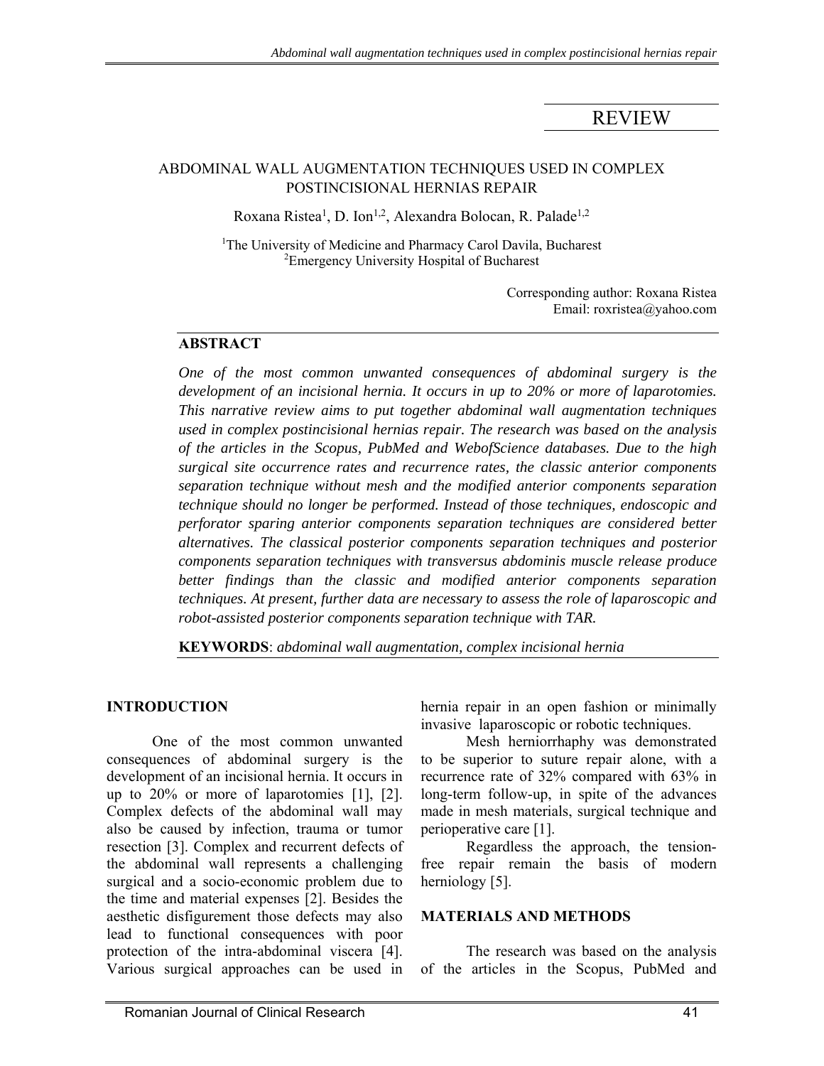REVIEW

# ABDOMINAL WALL AUGMENTATION TECHNIQUES USED IN COMPLEX POSTINCISIONAL HERNIAS REPAIR

Roxana Ristea[1], D. Ion[1,2], Alexandra Bolocan, R. Palade[1,2]

[1]The University of Medicine and Pharmacy Carol Davila, Bucharest
[2]Emergency University Hospital of Bucharest

Corresponding author: Roxana Ristea
Email: roxristea@yahoo.com

## ABSTRACT

*One of the most common unwanted consequences of abdominal surgery is the development of an incisional hernia. It occurs in up to 20% or more of laparotomies. This narrative review aims to put together abdominal wall augmentation techniques used in complex postincisional hernias repair. The research was based on the analysis of the articles in the Scopus, PubMed and WebofScience databases. Due to the high surgical site occurrence rates and recurrence rates, the classic anterior components separation technique without mesh and the modified anterior components separation technique should no longer be performed. Instead of those techniques, endoscopic and perforator sparing anterior components separation techniques are considered better alternatives. The classical posterior components separation techniques and posterior components separation techniques with transversus abdominis muscle release produce better findings than the classic and modified anterior components separation techniques. At present, further data are necessary to assess the role of laparoscopic and robot-assisted posterior components separation technique with TAR.*

**KEYWORDS**: *abdominal wall augmentation, complex incisional hernia*

## INTRODUCTION

One of the most common unwanted consequences of abdominal surgery is the development of an incisional hernia. It occurs in up to 20% or more of laparotomies [1], [2]. Complex defects of the abdominal wall may also be caused by infection, trauma or tumor resection [3]. Complex and recurrent defects of the abdominal wall represents a challenging surgical and a socio-economic problem due to the time and material expenses [2]. Besides the aesthetic disfigurement those defects may also lead to functional consequences with poor protection of the intra-abdominal viscera [4]. Various surgical approaches can be used in hernia repair in an open fashion or minimally invasive laparoscopic or robotic techniques.

Mesh herniorrhaphy was demonstrated to be superior to suture repair alone, with a recurrence rate of 32% compared with 63% in long-term follow-up, in spite of the advances made in mesh materials, surgical technique and perioperative care [1].

Regardless the approach, the tension-free repair remain the basis of modern herniology [5].

## MATERIALS AND METHODS

The research was based on the analysis of the articles in the Scopus, PubMed and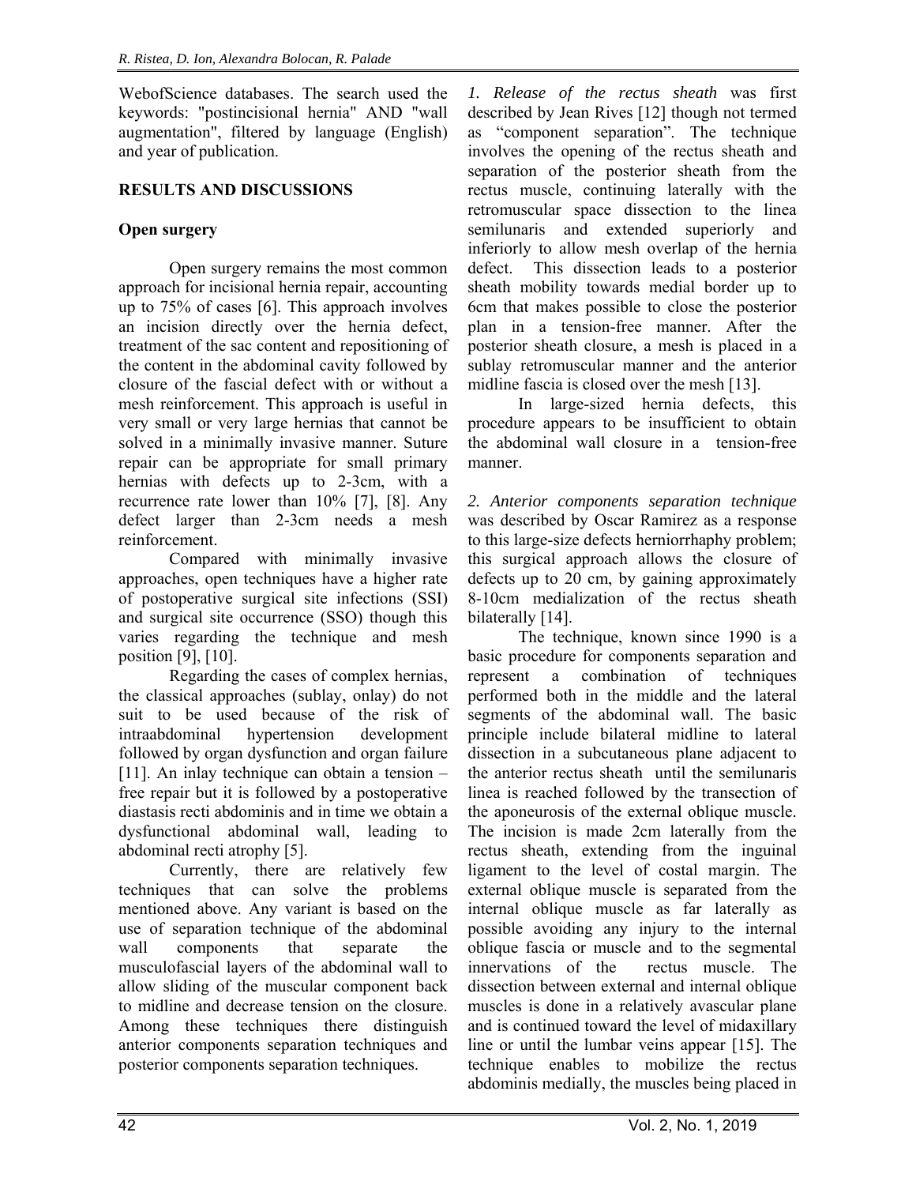WebofScience databases. The search used the keywords: "postincisional hernia" AND "wall augmentation", filtered by language (English) and year of publication.

## RESULTS AND DISCUSSIONS

### Open surgery

Open surgery remains the most common approach for incisional hernia repair, accounting up to 75% of cases [6]. This approach involves an incision directly over the hernia defect, treatment of the sac content and repositioning of the content in the abdominal cavity followed by closure of the fascial defect with or without a mesh reinforcement. This approach is useful in very small or very large hernias that cannot be solved in a minimally invasive manner. Suture repair can be appropriate for small primary hernias with defects up to 2-3cm, with a recurrence rate lower than 10% [7], [8]. Any defect larger than 2-3cm needs a mesh reinforcement.

Compared with minimally invasive approaches, open techniques have a higher rate of postoperative surgical site infections (SSI) and surgical site occurrence (SSO) though this varies regarding the technique and mesh position [9], [10].

Regarding the cases of complex hernias, the classical approaches (sublay, onlay) do not suit to be used because of the risk of intraabdominal hypertension development followed by organ dysfunction and organ failure [11]. An inlay technique can obtain a tension – free repair but it is followed by a postoperative diastasis recti abdominis and in time we obtain a dysfunctional abdominal wall, leading to abdominal recti atrophy [5].

Currently, there are relatively few techniques that can solve the problems mentioned above. Any variant is based on the use of separation technique of the abdominal wall components that separate the musculofascial layers of the abdominal wall to allow sliding of the muscular component back to midline and decrease tension on the closure. Among these techniques there distinguish anterior components separation techniques and posterior components separation techniques.

*1. Release of the rectus sheath* was first described by Jean Rives [12] though not termed as "component separation". The technique involves the opening of the rectus sheath and separation of the posterior sheath from the rectus muscle, continuing laterally with the retromuscular space dissection to the linea semilunaris and extended superiorly and inferiorly to allow mesh overlap of the hernia defect. This dissection leads to a posterior sheath mobility towards medial border up to 6cm that makes possible to close the posterior plan in a tension-free manner. After the posterior sheath closure, a mesh is placed in a sublay retromuscular manner and the anterior midline fascia is closed over the mesh [13].

In large-sized hernia defects, this procedure appears to be insufficient to obtain the abdominal wall closure in a tension-free manner.

*2. Anterior components separation technique* was described by Oscar Ramirez as a response to this large-size defects herniorrhaphy problem; this surgical approach allows the closure of defects up to 20 cm, by gaining approximately 8-10cm medialization of the rectus sheath bilaterally [14].

The technique, known since 1990 is a basic procedure for components separation and represent a combination of techniques performed both in the middle and the lateral segments of the abdominal wall. The basic principle include bilateral midline to lateral dissection in a subcutaneous plane adjacent to the anterior rectus sheath until the semilunaris linea is reached followed by the transection of the aponeurosis of the external oblique muscle. The incision is made 2cm laterally from the rectus sheath, extending from the inguinal ligament to the level of costal margin. The external oblique muscle is separated from the internal oblique muscle as far laterally as possible avoiding any injury to the internal oblique fascia or muscle and to the segmental innervations of the rectus muscle. The dissection between external and internal oblique muscles is done in a relatively avascular plane and is continued toward the level of midaxillary line or until the lumbar veins appear [15]. The technique enables to mobilize the rectus abdominis medially, the muscles being placed in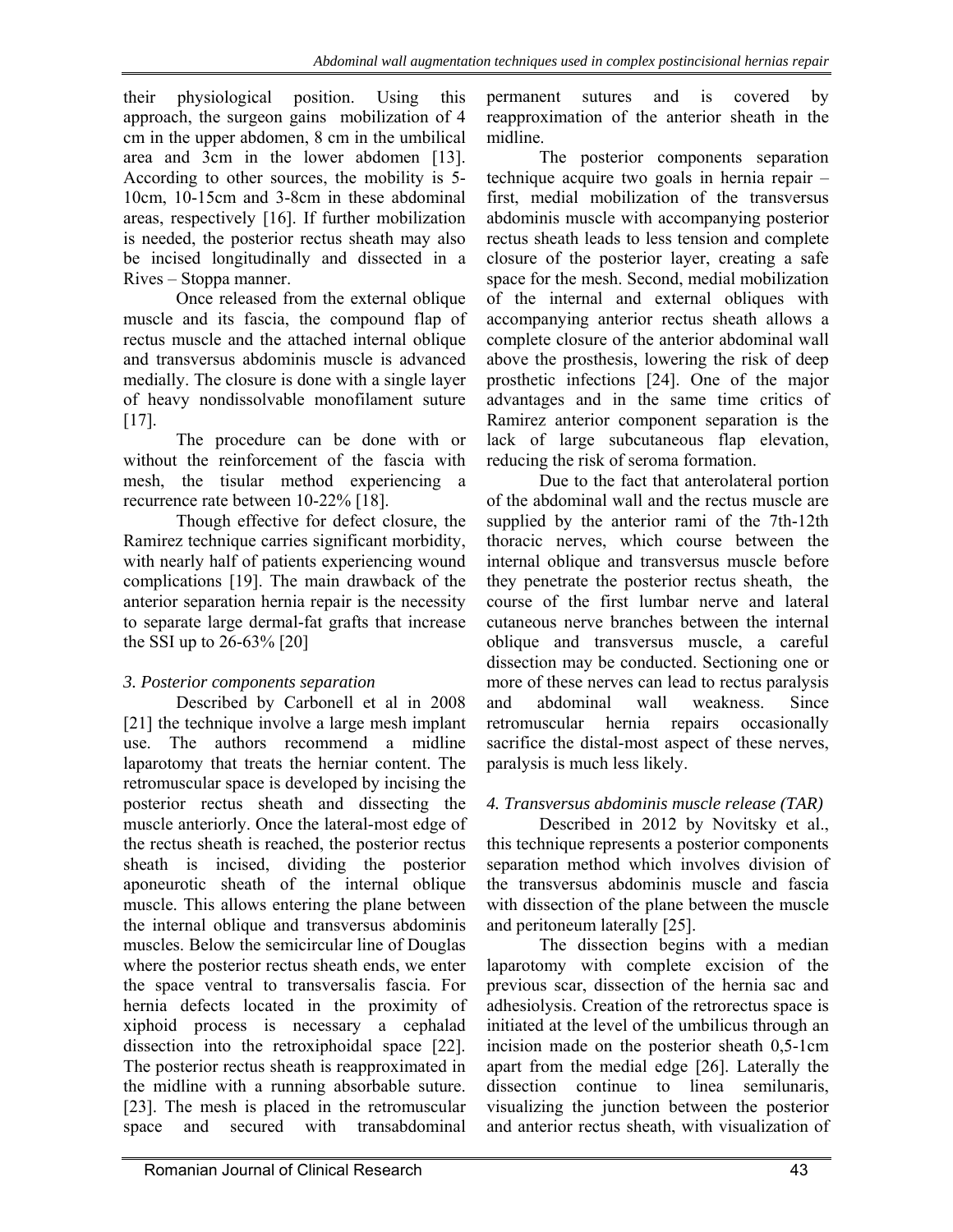their physiological position. Using this approach, the surgeon gains mobilization of 4 cm in the upper abdomen, 8 cm in the umbilical area and 3cm in the lower abdomen [13]. According to other sources, the mobility is 5-10cm, 10-15cm and 3-8cm in these abdominal areas, respectively [16]. If further mobilization is needed, the posterior rectus sheath may also be incised longitudinally and dissected in a Rives – Stoppa manner.

Once released from the external oblique muscle and its fascia, the compound flap of rectus muscle and the attached internal oblique and transversus abdominis muscle is advanced medially. The closure is done with a single layer of heavy nondissolvable monofilament suture [17].

The procedure can be done with or without the reinforcement of the fascia with mesh, the tisular method experiencing a recurrence rate between 10-22% [18].

Though effective for defect closure, the Ramirez technique carries significant morbidity, with nearly half of patients experiencing wound complications [19]. The main drawback of the anterior separation hernia repair is the necessity to separate large dermal-fat grafts that increase the SSI up to 26-63% [20]

### *3. Posterior components separation*

Described by Carbonell et al in 2008 [21] the technique involve a large mesh implant use. The authors recommend a midline laparotomy that treats the herniar content. The retromuscular space is developed by incising the posterior rectus sheath and dissecting the muscle anteriorly. Once the lateral-most edge of the rectus sheath is reached, the posterior rectus sheath is incised, dividing the posterior aponeurotic sheath of the internal oblique muscle. This allows entering the plane between the internal oblique and transversus abdominis muscles. Below the semicircular line of Douglas where the posterior rectus sheath ends, we enter the space ventral to transversalis fascia. For hernia defects located in the proximity of xiphoid process is necessary a cephalad dissection into the retroxiphoidal space [22]. The posterior rectus sheath is reapproximated in the midline with a running absorbable suture. [23]. The mesh is placed in the retromuscular space and secured with transabdominal permanent sutures and is covered by reapproximation of the anterior sheath in the midline.

The posterior components separation technique acquire two goals in hernia repair – first, medial mobilization of the transversus abdominis muscle with accompanying posterior rectus sheath leads to less tension and complete closure of the posterior layer, creating a safe space for the mesh. Second, medial mobilization of the internal and external obliques with accompanying anterior rectus sheath allows a complete closure of the anterior abdominal wall above the prosthesis, lowering the risk of deep prosthetic infections [24]. One of the major advantages and in the same time critics of Ramirez anterior component separation is the lack of large subcutaneous flap elevation, reducing the risk of seroma formation.

Due to the fact that anterolateral portion of the abdominal wall and the rectus muscle are supplied by the anterior rami of the 7th-12th thoracic nerves, which course between the internal oblique and transversus muscle before they penetrate the posterior rectus sheath, the course of the first lumbar nerve and lateral cutaneous nerve branches between the internal oblique and transversus muscle, a careful dissection may be conducted. Sectioning one or more of these nerves can lead to rectus paralysis and abdominal wall weakness. Since retromuscular hernia repairs occasionally sacrifice the distal-most aspect of these nerves, paralysis is much less likely.

### *4. Transversus abdominis muscle release (TAR)*

Described in 2012 by Novitsky et al., this technique represents a posterior components separation method which involves division of the transversus abdominis muscle and fascia with dissection of the plane between the muscle and peritoneum laterally [25].

The dissection begins with a median laparotomy with complete excision of the previous scar, dissection of the hernia sac and adhesiolysis. Creation of the retrorectus space is initiated at the level of the umbilicus through an incision made on the posterior sheath 0,5-1cm apart from the medial edge [26]. Laterally the dissection continue to linea semilunaris, visualizing the junction between the posterior and anterior rectus sheath, with visualization of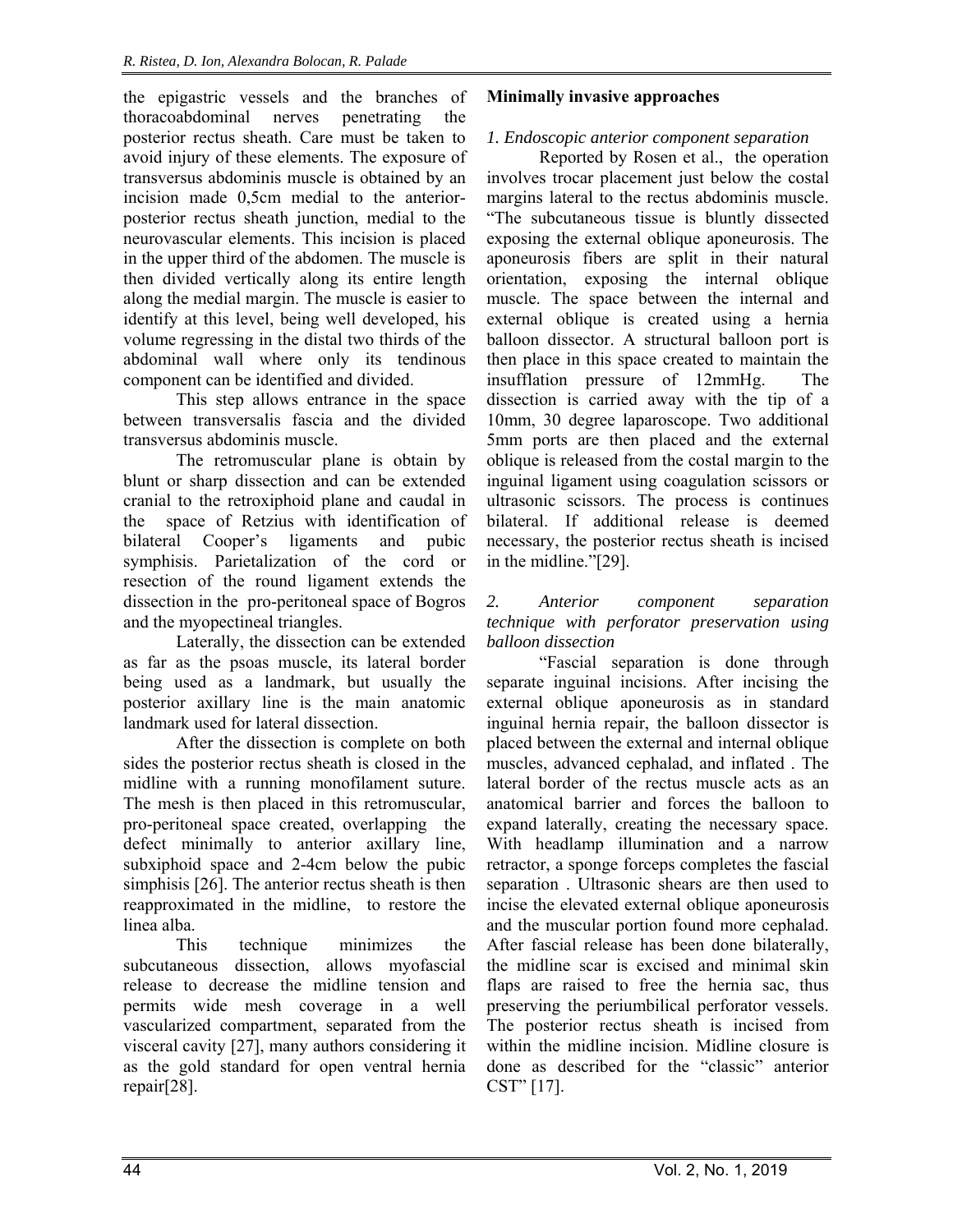the epigastric vessels and the branches of thoracoabdominal nerves penetrating the posterior rectus sheath. Care must be taken to avoid injury of these elements. The exposure of transversus abdominis muscle is obtained by an incision made 0,5cm medial to the anterior-posterior rectus sheath junction, medial to the neurovascular elements. This incision is placed in the upper third of the abdomen. The muscle is then divided vertically along its entire length along the medial margin. The muscle is easier to identify at this level, being well developed, his volume regressing in the distal two thirds of the abdominal wall where only its tendinous component can be identified and divided.

This step allows entrance in the space between transversalis fascia and the divided transversus abdominis muscle.

The retromuscular plane is obtain by blunt or sharp dissection and can be extended cranial to the retroxiphoid plane and caudal in the space of Retzius with identification of bilateral Cooper's ligaments and pubic symphisis. Parietalization of the cord or resection of the round ligament extends the dissection in the pro-peritoneal space of Bogros and the myopectineal triangles.

Laterally, the dissection can be extended as far as the psoas muscle, its lateral border being used as a landmark, but usually the posterior axillary line is the main anatomic landmark used for lateral dissection.

After the dissection is complete on both sides the posterior rectus sheath is closed in the midline with a running monofilament suture. The mesh is then placed in this retromuscular, pro-peritoneal space created, overlapping the defect minimally to anterior axillary line, subxiphoid space and 2-4cm below the pubic simphisis [26]. The anterior rectus sheath is then reapproximated in the midline, to restore the linea alba.

This technique minimizes the subcutaneous dissection, allows myofascial release to decrease the midline tension and permits wide mesh coverage in a well vascularized compartment, separated from the visceral cavity [27], many authors considering it as the gold standard for open ventral hernia repair[28].

**Minimally invasive approaches**

*1. Endoscopic anterior component separation*

Reported by Rosen et al., the operation involves trocar placement just below the costal margins lateral to the rectus abdominis muscle. "The subcutaneous tissue is bluntly dissected exposing the external oblique aponeurosis. The aponeurosis fibers are split in their natural orientation, exposing the internal oblique muscle. The space between the internal and external oblique is created using a hernia balloon dissector. A structural balloon port is then place in this space created to maintain the insufflation pressure of 12mmHg. The dissection is carried away with the tip of a 10mm, 30 degree laparoscope. Two additional 5mm ports are then placed and the external oblique is released from the costal margin to the inguinal ligament using coagulation scissors or ultrasonic scissors. The process is continues bilateral. If additional release is deemed necessary, the posterior rectus sheath is incised in the midline."[29].

*2. Anterior component separation technique with perforator preservation using balloon dissection*

"Fascial separation is done through separate inguinal incisions. After incising the external oblique aponeurosis as in standard inguinal hernia repair, the balloon dissector is placed between the external and internal oblique muscles, advanced cephalad, and inflated . The lateral border of the rectus muscle acts as an anatomical barrier and forces the balloon to expand laterally, creating the necessary space. With headlamp illumination and a narrow retractor, a sponge forceps completes the fascial separation . Ultrasonic shears are then used to incise the elevated external oblique aponeurosis and the muscular portion found more cephalad. After fascial release has been done bilaterally, the midline scar is excised and minimal skin flaps are raised to free the hernia sac, thus preserving the periumbilical perforator vessels. The posterior rectus sheath is incised from within the midline incision. Midline closure is done as described for the "classic" anterior CST" [17].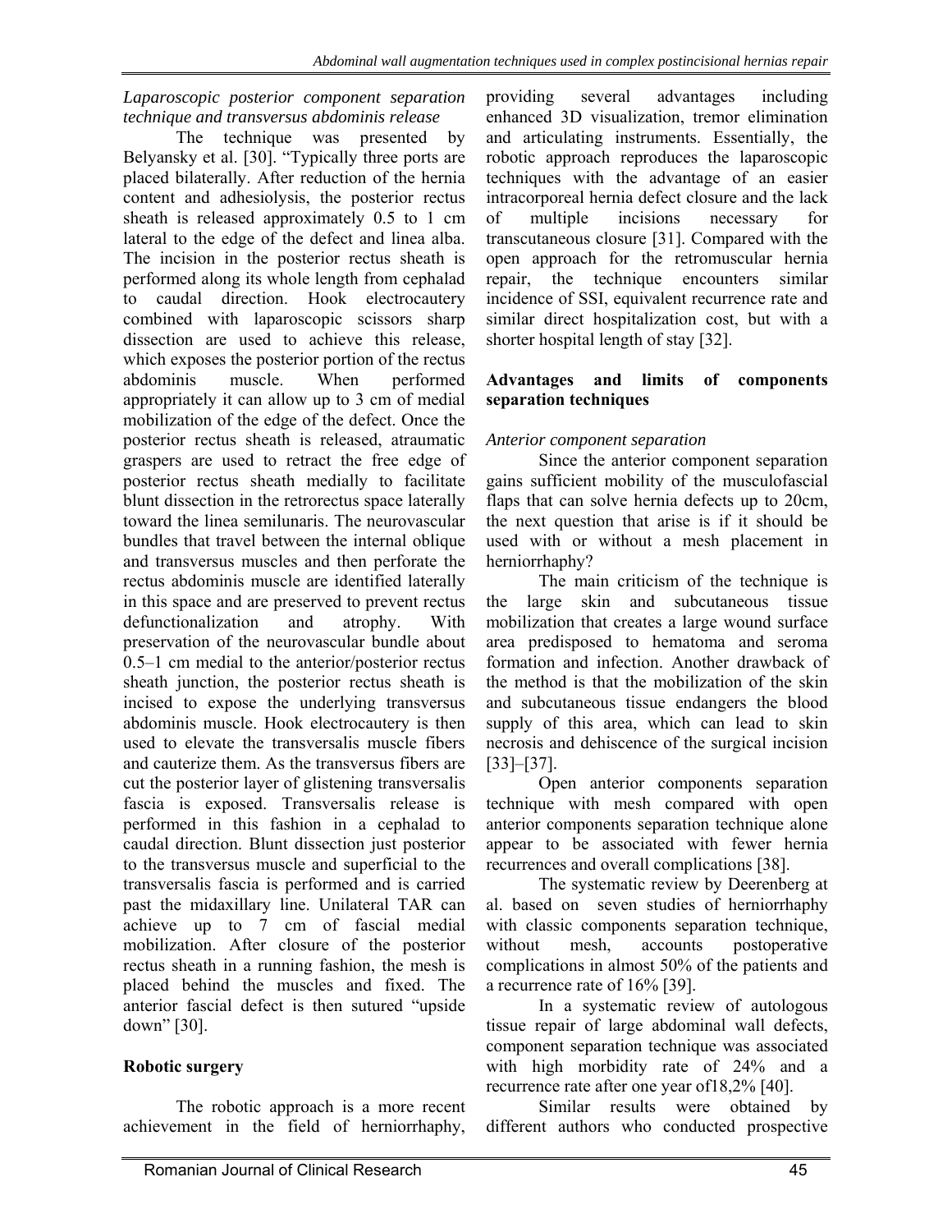*Laparoscopic posterior component separation technique and transversus abdominis release*

The technique was presented by Belyansky et al. [30]. "Typically three ports are placed bilaterally. After reduction of the hernia content and adhesiolysis, the posterior rectus sheath is released approximately 0.5 to 1 cm lateral to the edge of the defect and linea alba. The incision in the posterior rectus sheath is performed along its whole length from cephalad to caudal direction. Hook electrocautery combined with laparoscopic scissors sharp dissection are used to achieve this release, which exposes the posterior portion of the rectus abdominis muscle. When performed appropriately it can allow up to 3 cm of medial mobilization of the edge of the defect. Once the posterior rectus sheath is released, atraumatic graspers are used to retract the free edge of posterior rectus sheath medially to facilitate blunt dissection in the retrorectus space laterally toward the linea semilunaris. The neurovascular bundles that travel between the internal oblique and transversus muscles and then perforate the rectus abdominis muscle are identified laterally in this space and are preserved to prevent rectus defunctionalization and atrophy. With preservation of the neurovascular bundle about 0.5–1 cm medial to the anterior/posterior rectus sheath junction, the posterior rectus sheath is incised to expose the underlying transversus abdominis muscle. Hook electrocautery is then used to elevate the transversalis muscle fibers and cauterize them. As the transversus fibers are cut the posterior layer of glistening transversalis fascia is exposed. Transversalis release is performed in this fashion in a cephalad to caudal direction. Blunt dissection just posterior to the transversus muscle and superficial to the transversalis fascia is performed and is carried past the midaxillary line. Unilateral TAR can achieve up to 7 cm of fascial medial mobilization. After closure of the posterior rectus sheath in a running fashion, the mesh is placed behind the muscles and fixed. The anterior fascial defect is then sutured "upside down" [30].

**Robotic surgery**

The robotic approach is a more recent achievement in the field of herniorrhaphy, providing several advantages including enhanced 3D visualization, tremor elimination and articulating instruments. Essentially, the robotic approach reproduces the laparoscopic techniques with the advantage of an easier intracorporeal hernia defect closure and the lack of multiple incisions necessary for transcutaneous closure [31]. Compared with the open approach for the retromuscular hernia repair, the technique encounters similar incidence of SSI, equivalent recurrence rate and similar direct hospitalization cost, but with a shorter hospital length of stay [32].

**Advantages and limits of components separation techniques**

*Anterior component separation*

Since the anterior component separation gains sufficient mobility of the musculofascial flaps that can solve hernia defects up to 20cm, the next question that arise is if it should be used with or without a mesh placement in herniorrhaphy?

The main criticism of the technique is the large skin and subcutaneous tissue mobilization that creates a large wound surface area predisposed to hematoma and seroma formation and infection. Another drawback of the method is that the mobilization of the skin and subcutaneous tissue endangers the blood supply of this area, which can lead to skin necrosis and dehiscence of the surgical incision [33]–[37].

Open anterior components separation technique with mesh compared with open anterior components separation technique alone appear to be associated with fewer hernia recurrences and overall complications [38].

The systematic review by Deerenberg at al. based on seven studies of herniorrhaphy with classic components separation technique, without mesh, accounts postoperative complications in almost 50% of the patients and a recurrence rate of 16% [39].

In a systematic review of autologous tissue repair of large abdominal wall defects, component separation technique was associated with high morbidity rate of 24% and a recurrence rate after one year of18,2% [40].

Similar results were obtained by different authors who conducted prospective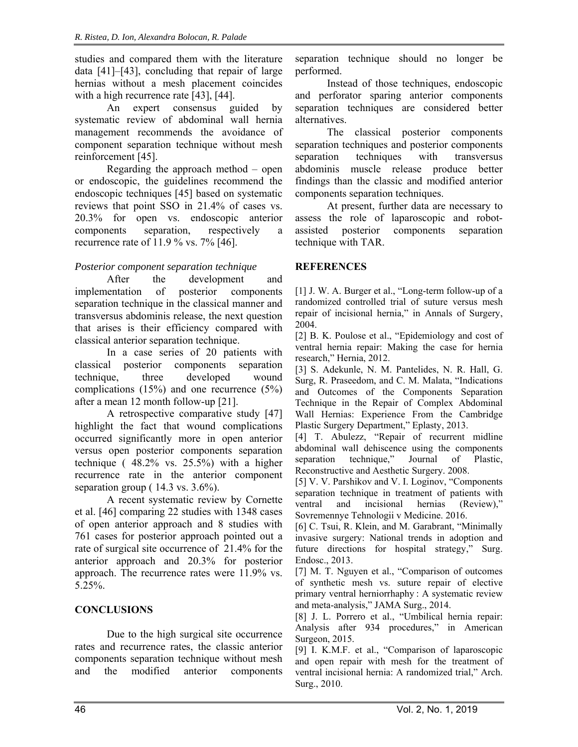studies and compared them with the literature data [41]–[43], concluding that repair of large hernias without a mesh placement coincides with a high recurrence rate [43], [44].

An expert consensus guided by systematic review of abdominal wall hernia management recommends the avoidance of component separation technique without mesh reinforcement [45].

Regarding the approach method – open or endoscopic, the guidelines recommend the endoscopic techniques [45] based on systematic reviews that point SSO in 21.4% of cases vs. 20.3% for open vs. endoscopic anterior components separation, respectively a recurrence rate of 11.9 % vs. 7% [46].

*Posterior component separation technique*

After the development and implementation of posterior components separation technique in the classical manner and transversus abdominis release, the next question that arises is their efficiency compared with classical anterior separation technique.

In a case series of 20 patients with classical posterior components separation technique, three developed wound complications (15%) and one recurrence (5%) after a mean 12 month follow-up [21].

A retrospective comparative study [47] highlight the fact that wound complications occurred significantly more in open anterior versus open posterior components separation technique ( 48.2% vs. 25.5%) with a higher recurrence rate in the anterior component separation group ( 14.3 vs. 3.6%).

A recent systematic review by Cornette et al. [46] comparing 22 studies with 1348 cases of open anterior approach and 8 studies with 761 cases for posterior approach pointed out a rate of surgical site occurrence of 21.4% for the anterior approach and 20.3% for posterior approach. The recurrence rates were 11.9% vs. 5.25%.

## CONCLUSIONS

Due to the high surgical site occurrence rates and recurrence rates, the classic anterior components separation technique without mesh and the modified anterior components separation technique should no longer be performed.

Instead of those techniques, endoscopic and perforator sparing anterior components separation techniques are considered better alternatives.

The classical posterior components separation techniques and posterior components separation techniques with transversus abdominis muscle release produce better findings than the classic and modified anterior components separation techniques.

At present, further data are necessary to assess the role of laparoscopic and robot-assisted posterior components separation technique with TAR.

## REFERENCES

[1] J. W. A. Burger et al., "Long-term follow-up of a randomized controlled trial of suture versus mesh repair of incisional hernia," in Annals of Surgery, 2004.

[2] B. K. Poulose et al., "Epidemiology and cost of ventral hernia repair: Making the case for hernia research," Hernia, 2012.

[3] S. Adekunle, N. M. Pantelides, N. R. Hall, G. Surg, R. Praseedom, and C. M. Malata, "Indications and Outcomes of the Components Separation Technique in the Repair of Complex Abdominal Wall Hernias: Experience From the Cambridge Plastic Surgery Department," Eplasty, 2013.

[4] T. Abulezz, "Repair of recurrent midline abdominal wall dehiscence using the components separation technique," Journal of Plastic, Reconstructive and Aesthetic Surgery. 2008.

[5] V. V. Parshikov and V. I. Loginov, "Components separation technique in treatment of patients with ventral and incisional hernias (Review)," Sovremennye Tehnologii v Medicine. 2016.

[6] C. Tsui, R. Klein, and M. Garabrant, "Minimally invasive surgery: National trends in adoption and future directions for hospital strategy," Surg. Endosc., 2013.

[7] M. T. Nguyen et al., "Comparison of outcomes of synthetic mesh vs. suture repair of elective primary ventral herniorrhaphy : A systematic review and meta-analysis," JAMA Surg., 2014.

[8] J. L. Porrero et al., "Umbilical hernia repair: Analysis after 934 procedures," in American Surgeon, 2015.

[9] I. K.M.F. et al., "Comparison of laparoscopic and open repair with mesh for the treatment of ventral incisional hernia: A randomized trial," Arch. Surg., 2010.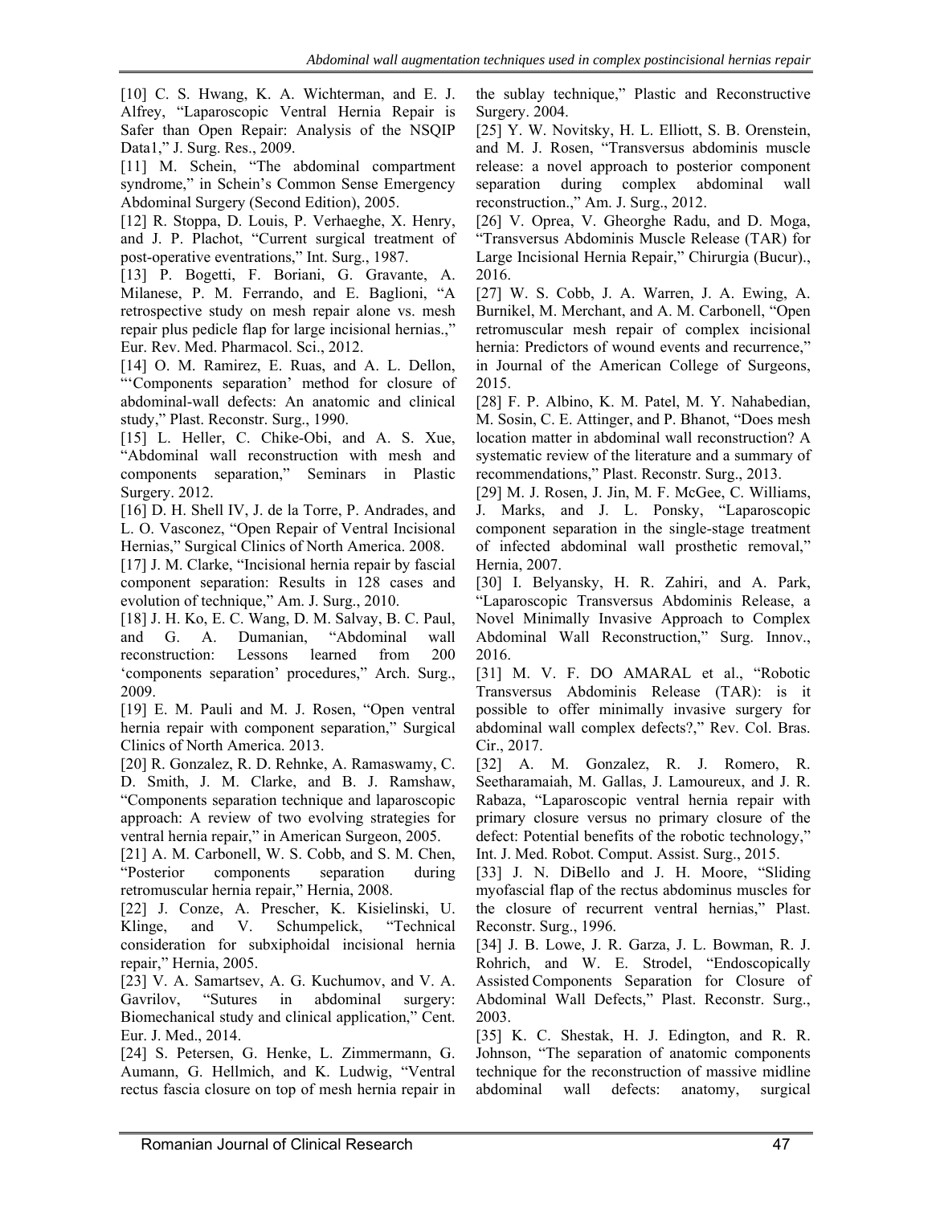[10] C. S. Hwang, K. A. Wichterman, and E. J. Alfrey, "Laparoscopic Ventral Hernia Repair is Safer than Open Repair: Analysis of the NSQIP Data1," J. Surg. Res., 2009.

[11] M. Schein, "The abdominal compartment syndrome," in Schein's Common Sense Emergency Abdominal Surgery (Second Edition), 2005.

[12] R. Stoppa, D. Louis, P. Verhaeghe, X. Henry, and J. P. Plachot, "Current surgical treatment of post-operative eventrations," Int. Surg., 1987.

[13] P. Bogetti, F. Boriani, G. Gravante, A. Milanese, P. M. Ferrando, and E. Baglioni, "A retrospective study on mesh repair alone vs. mesh repair plus pedicle flap for large incisional hernias.," Eur. Rev. Med. Pharmacol. Sci., 2012.

[14] O. M. Ramirez, E. Ruas, and A. L. Dellon, "'Components separation' method for closure of abdominal-wall defects: An anatomic and clinical study," Plast. Reconstr. Surg., 1990.

[15] L. Heller, C. Chike-Obi, and A. S. Xue, "Abdominal wall reconstruction with mesh and components separation," Seminars in Plastic Surgery. 2012.

[16] D. H. Shell IV, J. de la Torre, P. Andrades, and L. O. Vasconez, "Open Repair of Ventral Incisional Hernias," Surgical Clinics of North America. 2008.

[17] J. M. Clarke, "Incisional hernia repair by fascial component separation: Results in 128 cases and evolution of technique," Am. J. Surg., 2010.

[18] J. H. Ko, E. C. Wang, D. M. Salvay, B. C. Paul, and G. A. Dumanian, "Abdominal wall reconstruction: Lessons learned from 200 'components separation' procedures," Arch. Surg., 2009.

[19] E. M. Pauli and M. J. Rosen, "Open ventral hernia repair with component separation," Surgical Clinics of North America. 2013.

[20] R. Gonzalez, R. D. Rehnke, A. Ramaswamy, C. D. Smith, J. M. Clarke, and B. J. Ramshaw, "Components separation technique and laparoscopic approach: A review of two evolving strategies for ventral hernia repair," in American Surgeon, 2005.

[21] A. M. Carbonell, W. S. Cobb, and S. M. Chen, "Posterior components separation during retromuscular hernia repair," Hernia, 2008.

[22] J. Conze, A. Prescher, K. Kisielinski, U. Klinge, and V. Schumpelick, "Technical consideration for subxiphoidal incisional hernia repair," Hernia, 2005.

[23] V. A. Samartsev, A. G. Kuchumov, and V. A. Gavrilov, "Sutures in abdominal surgery: Biomechanical study and clinical application," Cent. Eur. J. Med., 2014.

[24] S. Petersen, G. Henke, L. Zimmermann, G. Aumann, G. Hellmich, and K. Ludwig, "Ventral rectus fascia closure on top of mesh hernia repair in the sublay technique," Plastic and Reconstructive Surgery. 2004.

[25] Y. W. Novitsky, H. L. Elliott, S. B. Orenstein, and M. J. Rosen, "Transversus abdominis muscle release: a novel approach to posterior component separation during complex abdominal wall reconstruction.," Am. J. Surg., 2012.

[26] V. Oprea, V. Gheorghe Radu, and D. Moga, "Transversus Abdominis Muscle Release (TAR) for Large Incisional Hernia Repair," Chirurgia (Bucur)., 2016.

[27] W. S. Cobb, J. A. Warren, J. A. Ewing, A. Burnikel, M. Merchant, and A. M. Carbonell, "Open retromuscular mesh repair of complex incisional hernia: Predictors of wound events and recurrence," in Journal of the American College of Surgeons, 2015.

[28] F. P. Albino, K. M. Patel, M. Y. Nahabedian, M. Sosin, C. E. Attinger, and P. Bhanot, "Does mesh location matter in abdominal wall reconstruction? A systematic review of the literature and a summary of recommendations," Plast. Reconstr. Surg., 2013.

[29] M. J. Rosen, J. Jin, M. F. McGee, C. Williams, J. Marks, and J. L. Ponsky, "Laparoscopic component separation in the single-stage treatment of infected abdominal wall prosthetic removal," Hernia, 2007.

[30] I. Belyansky, H. R. Zahiri, and A. Park, "Laparoscopic Transversus Abdominis Release, a Novel Minimally Invasive Approach to Complex Abdominal Wall Reconstruction," Surg. Innov., 2016.

[31] M. V. F. DO AMARAL et al., "Robotic Transversus Abdominis Release (TAR): is it possible to offer minimally invasive surgery for abdominal wall complex defects?," Rev. Col. Bras. Cir., 2017.

[32] A. M. Gonzalez, R. J. Romero, R. Seetharamaiah, M. Gallas, J. Lamoureux, and J. R. Rabaza, "Laparoscopic ventral hernia repair with primary closure versus no primary closure of the defect: Potential benefits of the robotic technology," Int. J. Med. Robot. Comput. Assist. Surg., 2015.

[33] J. N. DiBello and J. H. Moore, "Sliding myofascial flap of the rectus abdominus muscles for the closure of recurrent ventral hernias," Plast. Reconstr. Surg., 1996.

[34] J. B. Lowe, J. R. Garza, J. L. Bowman, R. J. Rohrich, and W. E. Strodel, "Endoscopically Assisted Components Separation for Closure of Abdominal Wall Defects," Plast. Reconstr. Surg., 2003.

[35] K. C. Shestak, H. J. Edington, and R. R. Johnson, "The separation of anatomic components technique for the reconstruction of massive midline abdominal wall defects: anatomy, surgical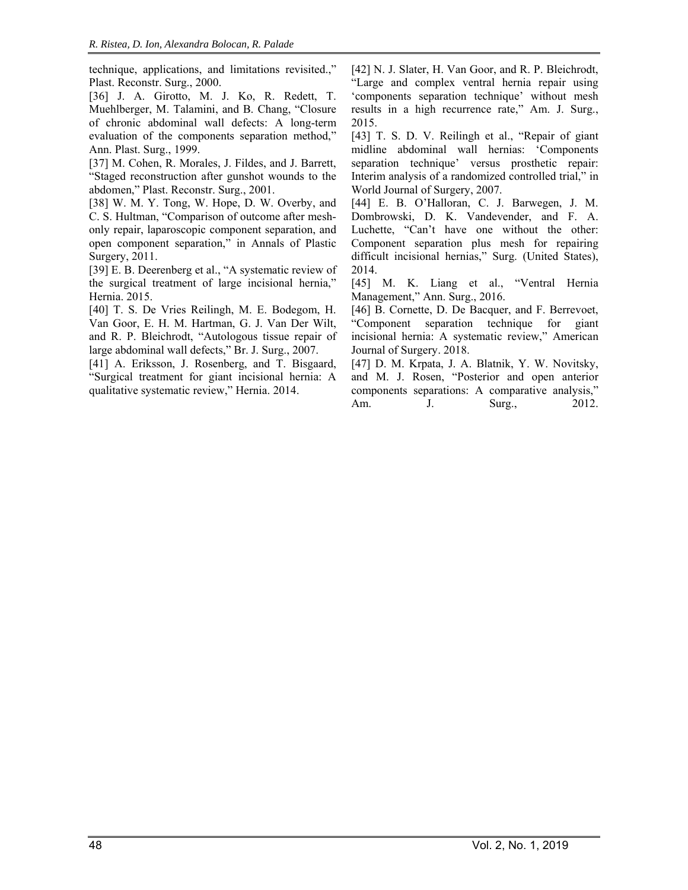technique, applications, and limitations revisited.," Plast. Reconstr. Surg., 2000.

[36] J. A. Girotto, M. J. Ko, R. Redett, T. Muehlberger, M. Talamini, and B. Chang, "Closure of chronic abdominal wall defects: A long-term evaluation of the components separation method," Ann. Plast. Surg., 1999.

[37] M. Cohen, R. Morales, J. Fildes, and J. Barrett, "Staged reconstruction after gunshot wounds to the abdomen," Plast. Reconstr. Surg., 2001.

[38] W. M. Y. Tong, W. Hope, D. W. Overby, and C. S. Hultman, "Comparison of outcome after mesh-only repair, laparoscopic component separation, and open component separation," in Annals of Plastic Surgery, 2011.

[39] E. B. Deerenberg et al., "A systematic review of the surgical treatment of large incisional hernia," Hernia. 2015.

[40] T. S. De Vries Reilingh, M. E. Bodegom, H. Van Goor, E. H. M. Hartman, G. J. Van Der Wilt, and R. P. Bleichrodt, "Autologous tissue repair of large abdominal wall defects," Br. J. Surg., 2007.

[41] A. Eriksson, J. Rosenberg, and T. Bisgaard, "Surgical treatment for giant incisional hernia: A qualitative systematic review," Hernia. 2014.

[42] N. J. Slater, H. Van Goor, and R. P. Bleichrodt, "Large and complex ventral hernia repair using 'components separation technique' without mesh results in a high recurrence rate," Am. J. Surg., 2015.

[43] T. S. D. V. Reilingh et al., "Repair of giant midline abdominal wall hernias: 'Components separation technique' versus prosthetic repair: Interim analysis of a randomized controlled trial," in World Journal of Surgery, 2007.

[44] E. B. O'Halloran, C. J. Barwegen, J. M. Dombrowski, D. K. Vandevender, and F. A. Luchette, "Can't have one without the other: Component separation plus mesh for repairing difficult incisional hernias," Surg. (United States), 2014.

[45] M. K. Liang et al., "Ventral Hernia Management," Ann. Surg., 2016.

[46] B. Cornette, D. De Bacquer, and F. Berrevoet, "Component separation technique for giant incisional hernia: A systematic review," American Journal of Surgery. 2018.

[47] D. M. Krpata, J. A. Blatnik, Y. W. Novitsky, and M. J. Rosen, "Posterior and open anterior components separations: A comparative analysis," Am. J. Surg., 2012.